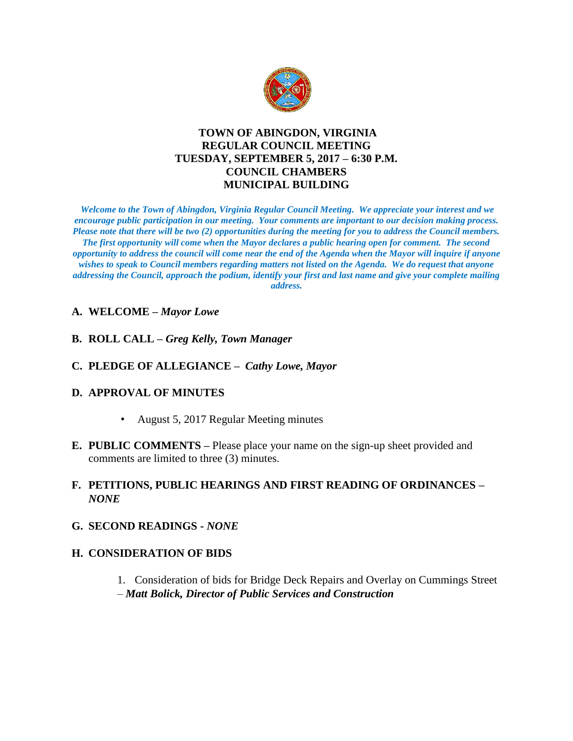# TOWN OF ABINGDON, VIRGINIA
## REGULAR COUNCIL MEETING
## TUESDAY, SEPTEMBER 5, 2017 – 6:30 P.M.
## COUNCIL CHAMBERS
## MUNICIPAL BUILDING

***Welcome to the Town of Abingdon, Virginia Regular Council Meeting. We appreciate your interest and we encourage public participation in our meeting. Your comments are important to our decision making process. Please note that there will be two (2) opportunities during the meeting for you to address the Council members. The first opportunity will come when the Mayor declares a public hearing open for comment. The second opportunity to address the council will come near the end of the Agenda when the Mayor will inquire if anyone wishes to speak to Council members regarding matters not listed on the Agenda. We do request that anyone addressing the Council, approach the podium, identify your first and last name and give your complete mailing address.***

**A. WELCOME –** ***Mayor Lowe***

**B. ROLL CALL –** ***Greg Kelly, Town Manager***

**C. PLEDGE OF ALLEGIANCE –** ***Cathy Lowe, Mayor***

**D. APPROVAL OF MINUTES**

- August 5, 2017 Regular Meeting minutes

**E. PUBLIC COMMENTS –** Please place your name on the sign-up sheet provided and comments are limited to three (3) minutes.

**F. PETITIONS, PUBLIC HEARINGS AND FIRST READING OF ORDINANCES –** ***NONE***

**G. SECOND READINGS -** ***NONE***

**H. CONSIDERATION OF BIDS**

1. Consideration of bids for Bridge Deck Repairs and Overlay on Cummings Street – ***Matt Bolick, Director of Public Services and Construction***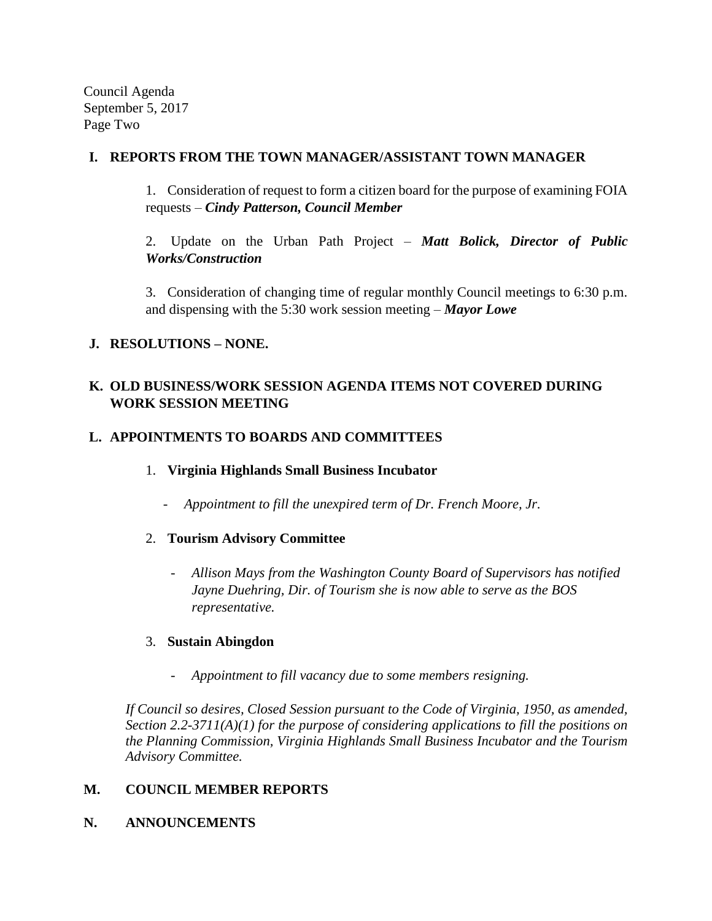**I. REPORTS FROM THE TOWN MANAGER/ASSISTANT TOWN MANAGER**

1. Consideration of request to form a citizen board for the purpose of examining FOIA requests – ***Cindy Patterson, Council Member***

2. Update on the Urban Path Project – ***Matt Bolick, Director of Public Works/Construction***

3. Consideration of changing time of regular monthly Council meetings to 6:30 p.m. and dispensing with the 5:30 work session meeting – ***Mayor Lowe***

**J. RESOLUTIONS – NONE.**

**K. OLD BUSINESS/WORK SESSION AGENDA ITEMS NOT COVERED DURING WORK SESSION MEETING**

**L. APPOINTMENTS TO BOARDS AND COMMITTEES**

1. **Virginia Highlands Small Business Incubator**
   - *Appointment to fill the unexpired term of Dr. French Moore, Jr.*

2. **Tourism Advisory Committee**
   - *Allison Mays from the Washington County Board of Supervisors has notified Jayne Duehring, Dir. of Tourism she is now able to serve as the BOS representative.*

3. **Sustain Abingdon**
   - *Appointment to fill vacancy due to some members resigning.*

*If Council so desires, Closed Session pursuant to the Code of Virginia, 1950, as amended, Section 2.2-3711(A)(1) for the purpose of considering applications to fill the positions on the Planning Commission, Virginia Highlands Small Business Incubator and the Tourism Advisory Committee.*

**M. COUNCIL MEMBER REPORTS**

**N. ANNOUNCEMENTS**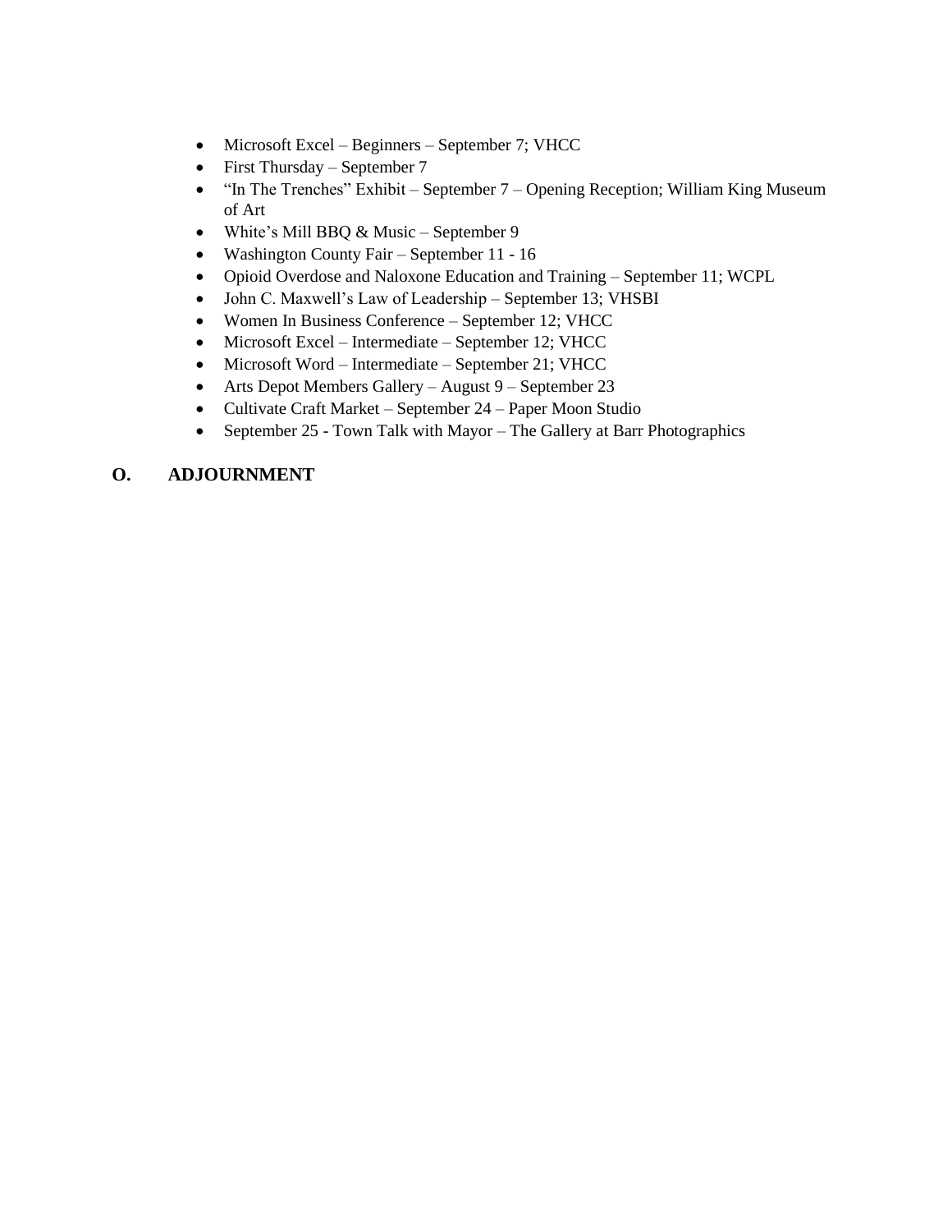- Microsoft Excel – Beginners – September 7; VHCC
- First Thursday – September 7
- "In The Trenches" Exhibit – September 7 – Opening Reception; William King Museum of Art
- White's Mill BBQ & Music – September 9
- Washington County Fair – September 11 - 16
- Opioid Overdose and Naloxone Education and Training – September 11; WCPL
- John C. Maxwell's Law of Leadership – September 13; VHSBI
- Women In Business Conference – September 12; VHCC
- Microsoft Excel – Intermediate – September 12; VHCC
- Microsoft Word – Intermediate – September 21; VHCC
- Arts Depot Members Gallery – August 9 – September 23
- Cultivate Craft Market – September 24 – Paper Moon Studio
- September 25 - Town Talk with Mayor – The Gallery at Barr Photographics

## O. ADJOURNMENT